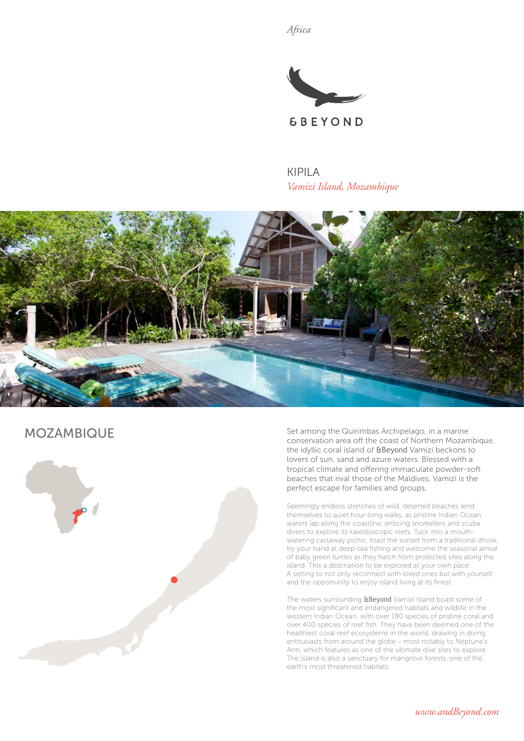*Africa*

&BEYOND

# KIPILA

*Vamizi Island, Mozambique*

## MOZAMBIQUE

Set among the Quirimbas Archipelago, in a marine conservation area off the coast of Northern Mozambique, the idyllic coral island of &Beyond Vamizi beckons to lovers of sun, sand and azure waters. Blessed with a tropical climate and offering immaculate powder-soft beaches that rival those of the Maldives, Vamizi is the perfect escape for families and groups.

Seemingly endless stretches of wild, deserted beaches lend themselves to quiet hour-long walks, as pristine Indian Ocean waters lap along the coastline, enticing snorkellers and scuba divers to explore its kaleidoscopic reefs. Tuck into a mouth-watering castaway picnic, toast the sunset from a traditional dhow, try your hand at deep-sea fishing and welcome the seasonal arrival of baby green turtles as they hatch from protected sites along the island. This a destination to be explored at your own pace. A setting to not only reconnect with loved ones but with yourself, and the opportunity to enjoy island living at its finest.

The waters surrounding &Beyond Vamizi Island boast some of the most significant and endangered habitats and wildlife in the western Indian Ocean, with over 180 species of pristine coral and over 400 species of reef fish. They have been deemed one of the healthiest coral reef ecosystems in the world, drawing in diving enthusiasts from around the globe – most notably to Neptune's Arm, which features as one of the ultimate dive sites to explore. The island is also a sanctuary for mangrove forests, one of the earth's most threatened habitats.

*www.andBeyond.com*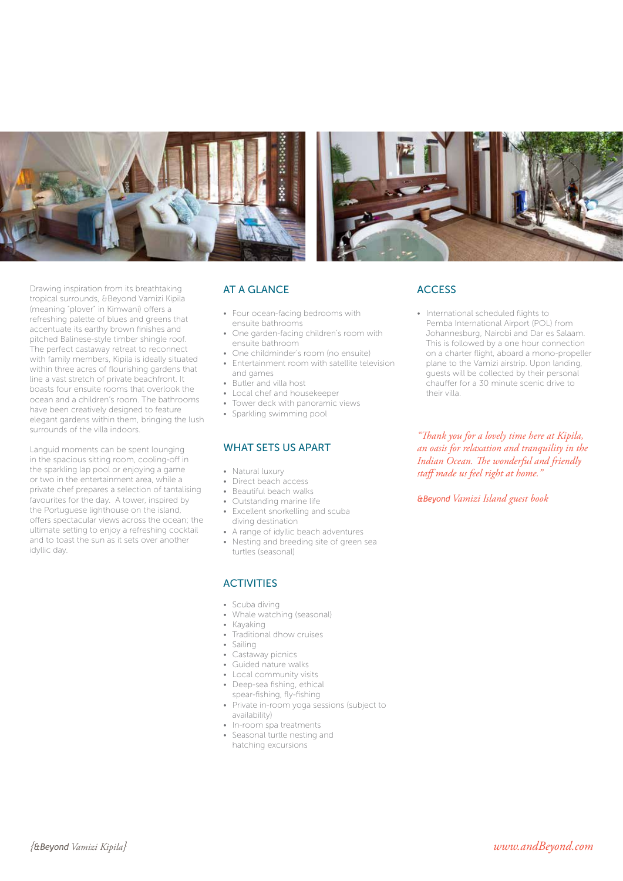Drawing inspiration from its breathtaking tropical surrounds, &Beyond Vamizi Kipila (meaning "plover" in Kimwani) offers a refreshing palette of blues and greens that accentuate its earthy brown finishes and pitched Balinese-style timber shingle roof. The perfect castaway retreat to reconnect with family members, Kipila is ideally situated within three acres of flourishing gardens that line a vast stretch of private beachfront. It boasts four ensuite rooms that overlook the ocean and a children's room. The bathrooms have been creatively designed to feature elegant gardens within them, bringing the lush surrounds of the villa indoors.

Languid moments can be spent lounging in the spacious sitting room, cooling-off in the sparkling lap pool or enjoying a game or two in the entertainment area, while a private chef prepares a selection of tantalising favourites for the day. A tower, inspired by the Portuguese lighthouse on the island, offers spectacular views across the ocean; the ultimate setting to enjoy a refreshing cocktail and to toast the sun as it sets over another idyllic day.

## AT A GLANCE

- Four ocean-facing bedrooms with ensuite bathrooms
- One garden-facing children's room with ensuite bathroom
- One childminder's room (no ensuite)
- Entertainment room with satellite television and games
- Butler and villa host
- Local chef and housekeeper
- Tower deck with panoramic views
- Sparkling swimming pool

## WHAT SETS US APART

- Natural luxury
- Direct beach access
- Beautiful beach walks
- Outstanding marine life
- Excellent snorkelling and scuba diving destination
- A range of idyllic beach adventures
- Nesting and breeding site of green sea turtles (seasonal)

## ACTIVITIES

- Scuba diving
- Whale watching (seasonal)
- Kayaking
- Traditional dhow cruises
- Sailing
- Castaway picnics
- Guided nature walks
- Local community visits
- Deep-sea fishing, ethical spear-fishing, fly-fishing
- Private in-room yoga sessions (subject to availability)
- In-room spa treatments
- Seasonal turtle nesting and hatching excursions

## ACCESS

- International scheduled flights to Pemba International Airport (POL) from Johannesburg, Nairobi and Dar es Salaam. This is followed by a one hour connection on a charter flight, aboard a mono-propeller plane to the Vamizi airstrip. Upon landing, guests will be collected by their personal chauffer for a 30 minute scenic drive to their villa.

*"Thank you for a lovely time here at Kipila, an oasis for relaxation and tranquility in the Indian Ocean. The wonderful and friendly staff made us feel right at home."*

*&Beyond Vamizi Island guest book*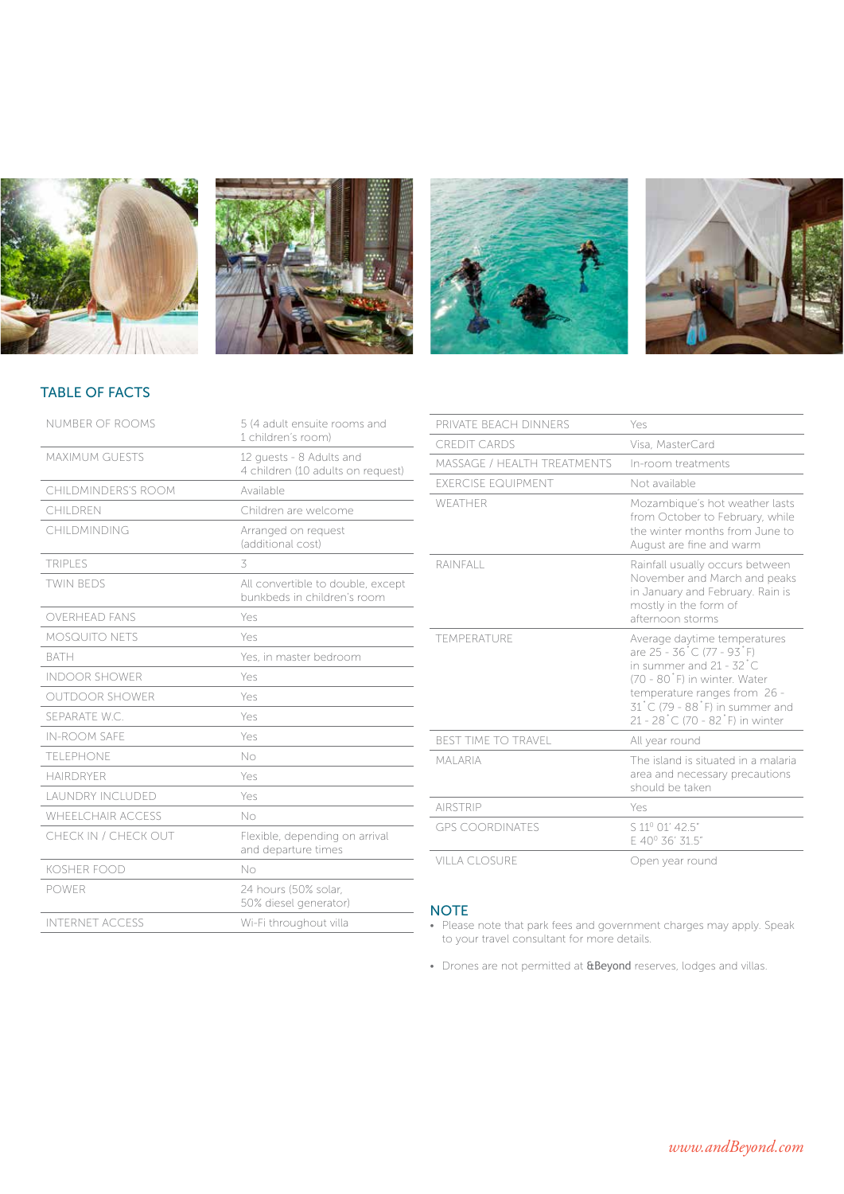## TABLE OF FACTS

| | |
|---|---|
| NUMBER OF ROOMS | 5 (4 adult ensuite rooms and 1 children's room) |
| MAXIMUM GUESTS | 12 guests - 8 Adults and 4 children (10 adults on request) |
| CHILDMINDERS'S ROOM | Available |
| CHILDREN | Children are welcome |
| CHILDMINDING | Arranged on request (additional cost) |
| TRIPLES | 3 |
| TWIN BEDS | All convertible to double, except bunkbeds in children's room |
| OVERHEAD FANS | Yes |
| MOSQUITO NETS | Yes |
| BATH | Yes, in master bedroom |
| INDOOR SHOWER | Yes |
| OUTDOOR SHOWER | Yes |
| SEPARATE W.C. | Yes |
| IN-ROOM SAFE | Yes |
| TELEPHONE | No |
| HAIRDRYER | Yes |
| LAUNDRY INCLUDED | Yes |
| WHEELCHAIR ACCESS | No |
| CHECK IN / CHECK OUT | Flexible, depending on arrival and departure times |
| KOSHER FOOD | No |
| POWER | 24 hours (50% solar, 50% diesel generator) |
| INTERNET ACCESS | Wi-Fi throughout villa |
| PRIVATE BEACH DINNERS | Yes |
| CREDIT CARDS | Visa, MasterCard |
| MASSAGE / HEALTH TREATMENTS | In-room treatments |
| EXERCISE EQUIPMENT | Not available |
| WEATHER | Mozambique's hot weather lasts from October to February, while the winter months from June to August are fine and warm |
| RAINFALL | Rainfall usually occurs between November and March and peaks in January and February. Rain is mostly in the form of afternoon storms |
| TEMPERATURE | Average daytime temperatures are 25 - 36˚C (77 - 93˚F) in summer and 21 - 32˚C (70 - 80˚F) in winter. Water temperature ranges from 26 - 31˚C (79 - 88˚F) in summer and 21 - 28˚C (70 - 82˚F) in winter |
| BEST TIME TO TRAVEL | All year round |
| MALARIA | The island is situated in a malaria area and necessary precautions should be taken |
| AIRSTRIP | Yes |
| GPS COORDINATES | S 11º 01' 42.5" E 40º 36' 31.5" |
| VILLA CLOSURE | Open year round |

## NOTE

- Please note that park fees and government charges may apply. Speak to your travel consultant for more details.
- Drones are not permitted at **&Beyond** reserves, lodges and villas.

*www.andBeyond.com*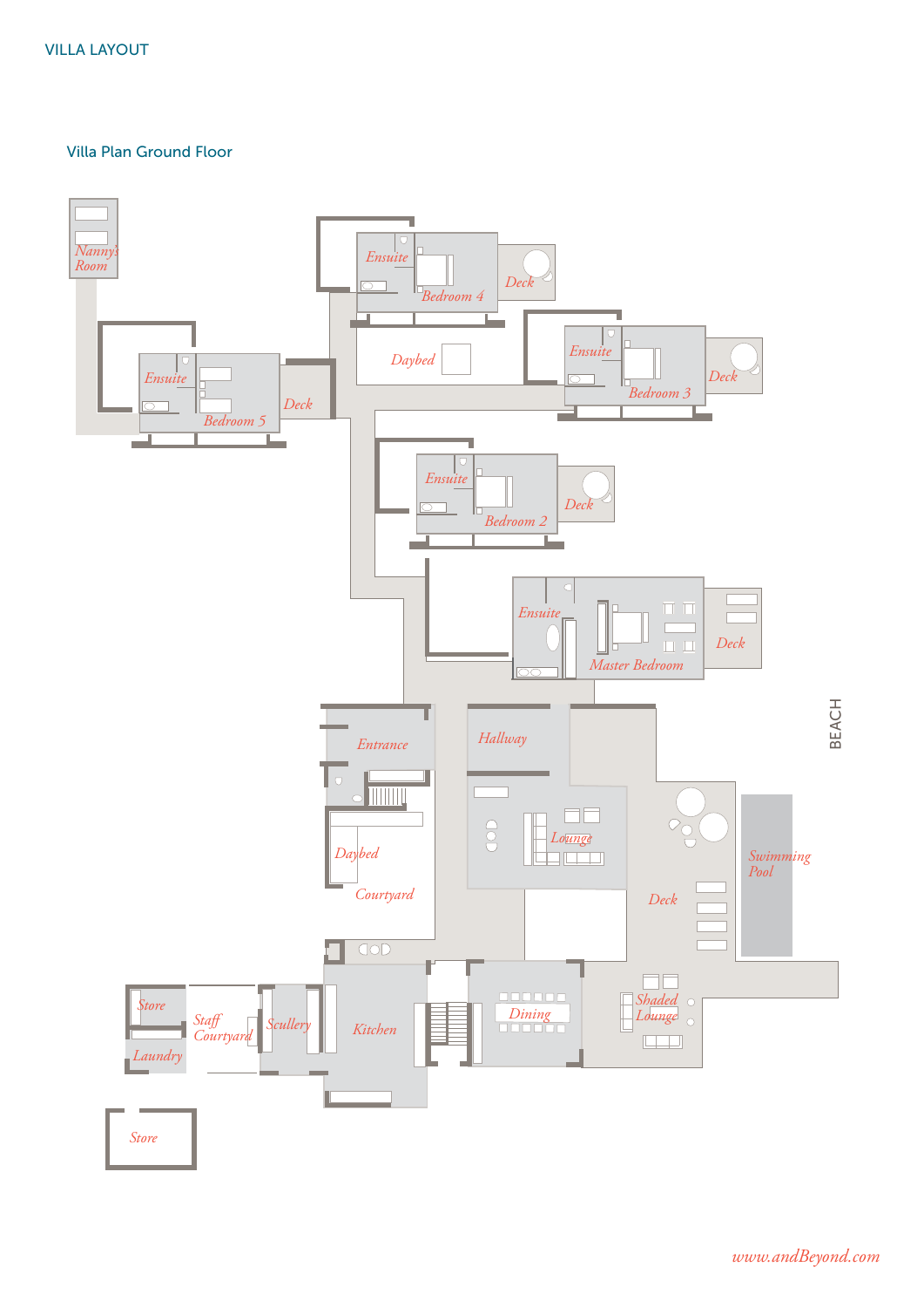VILLA LAYOUT

## Villa Plan Ground Floor

Nanny's Room

Ensuite

Bedroom 5

Deck

Ensuite

Bedroom 4

Deck

Daybed

Ensuite

Bedroom 3

Deck

Ensuite

Bedroom 2

Deck

Ensuite

Master Bedroom

Deck

BEACH

Entrance

Hallway

Lounge

Daybed

Courtyard

Deck

Swimming Pool

Store

Staff Courtyard

Scullery

Kitchen

Dining

Shaded Lounge

Laundry

Store

www.andBeyond.com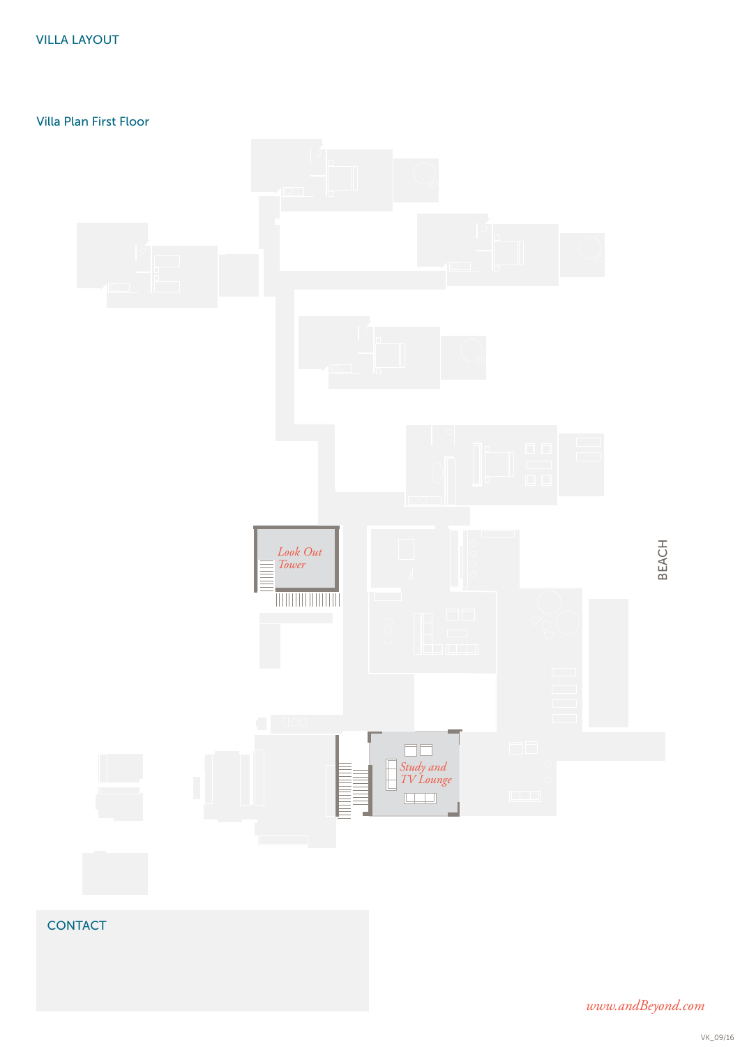VILLA LAYOUT

## Villa Plan First Floor

Look Out Tower

Study and TV Lounge

BEACH

## CONTACT

www.andBeyond.com